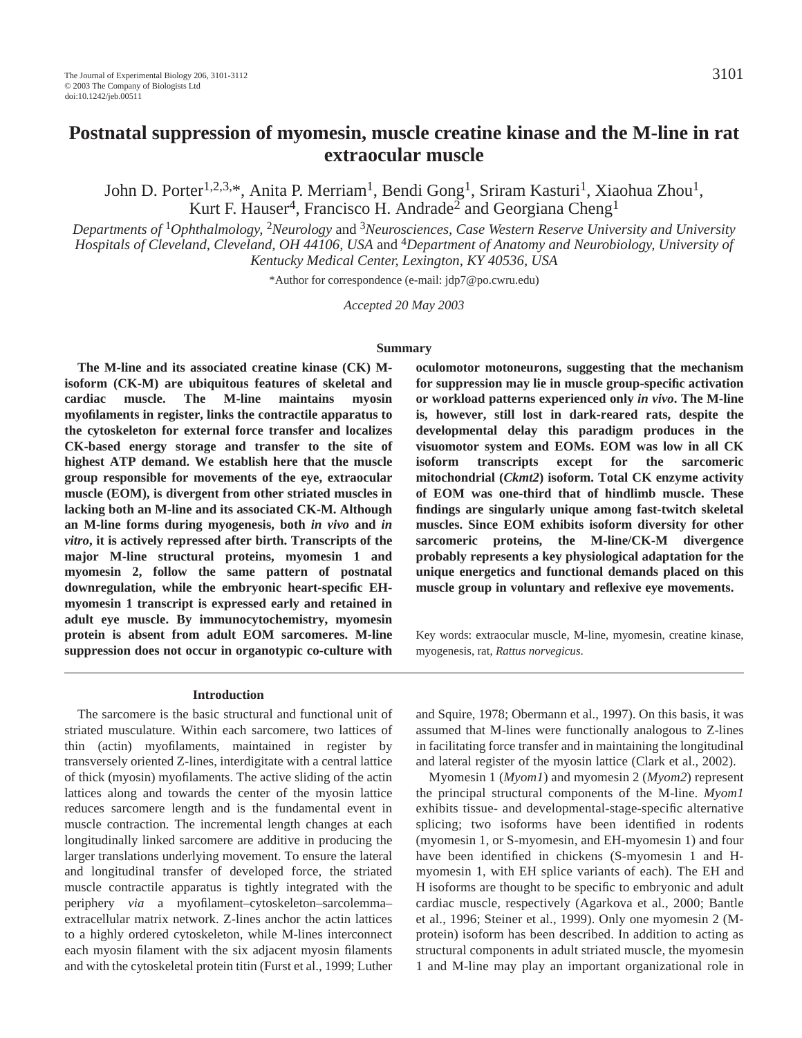# Postnatal suppression of myomesin, muscle creatine kinase and the M-line in rat extraocular muscle

John D. Porter[1,2,3,*], Anita P. Merriam[1], Bendi Gong[1], Sriram Kasturi[1], Xiaohua Zhou[1], Kurt F. Hauser[4], Francisco H. Andrade[2] and Georgiana Cheng[1]

*Departments of* [1]*Ophthalmology,* [2]*Neurology* and [3]*Neurosciences, Case Western Reserve University and University Hospitals of Cleveland, Cleveland, OH 44106, USA* and [4]*Department of Anatomy and Neurobiology, University of Kentucky Medical Center, Lexington, KY 40536, USA*

*Author for correspondence (e-mail: jdp7@po.cwru.edu)

*Accepted 20 May 2003*

## Summary

**The M-line and its associated creatine kinase (CK) M-isoform (CK-M) are ubiquitous features of skeletal and cardiac muscle. The M-line maintains myosin myofilaments in register, links the contractile apparatus to the cytoskeleton for external force transfer and localizes CK-based energy storage and transfer to the site of highest ATP demand. We establish here that the muscle group responsible for movements of the eye, extraocular muscle (EOM), is divergent from other striated muscles in lacking both an M-line and its associated CK-M. Although an M-line forms during myogenesis, both *in vivo* and *in vitro*, it is actively repressed after birth. Transcripts of the major M-line structural proteins, myomesin 1 and myomesin 2, follow the same pattern of postnatal downregulation, while the embryonic heart-specific EH-myomesin 1 transcript is expressed early and retained in adult eye muscle. By immunocytochemistry, myomesin protein is absent from adult EOM sarcomeres. M-line suppression does not occur in organotypic co-culture with oculomotor motoneurons, suggesting that the mechanism for suppression may lie in muscle group-specific activation or workload patterns experienced only *in vivo*. The M-line is, however, still lost in dark-reared rats, despite the developmental delay this paradigm produces in the visuomotor system and EOMs. EOM was low in all CK isoform transcripts except for the sarcomeric mitochondrial (*Ckmt2*) isoform. Total CK enzyme activity of EOM was one-third that of hindlimb muscle. These findings are singularly unique among fast-twitch skeletal muscles. Since EOM exhibits isoform diversity for other sarcomeric proteins, the M-line/CK-M divergence probably represents a key physiological adaptation for the unique energetics and functional demands placed on this muscle group in voluntary and reflexive eye movements.**

Key words: extraocular muscle, M-line, myomesin, creatine kinase, myogenesis, rat, *Rattus norvegicus*.

## Introduction

The sarcomere is the basic structural and functional unit of striated musculature. Within each sarcomere, two lattices of thin (actin) myofilaments, maintained in register by transversely oriented Z-lines, interdigitate with a central lattice of thick (myosin) myofilaments. The active sliding of the actin lattices along and towards the center of the myosin lattice reduces sarcomere length and is the fundamental event in muscle contraction. The incremental length changes at each longitudinally linked sarcomere are additive in producing the larger translations underlying movement. To ensure the lateral and longitudinal transfer of developed force, the striated muscle contractile apparatus is tightly integrated with the periphery *via* a myofilament–cytoskeleton–sarcolemma–extracellular matrix network. Z-lines anchor the actin lattices to a highly ordered cytoskeleton, while M-lines interconnect each myosin filament with the six adjacent myosin filaments and with the cytoskeletal protein titin (Furst et al., 1999; Luther and Squire, 1978; Obermann et al., 1997). On this basis, it was assumed that M-lines were functionally analogous to Z-lines in facilitating force transfer and in maintaining the longitudinal and lateral register of the myosin lattice (Clark et al., 2002).

Myomesin 1 (*Myom1*) and myomesin 2 (*Myom2*) represent the principal structural components of the M-line. *Myom1* exhibits tissue- and developmental-stage-specific alternative splicing; two isoforms have been identified in rodents (myomesin 1, or S-myomesin, and EH-myomesin 1) and four have been identified in chickens (S-myomesin 1 and H-myomesin 1, with EH splice variants of each). The EH and H isoforms are thought to be specific to embryonic and adult cardiac muscle, respectively (Agarkova et al., 2000; Bantle et al., 1996; Steiner et al., 1999). Only one myomesin 2 (M-protein) isoform has been described. In addition to acting as structural components in adult striated muscle, the myomesin 1 and M-line may play an important organizational role in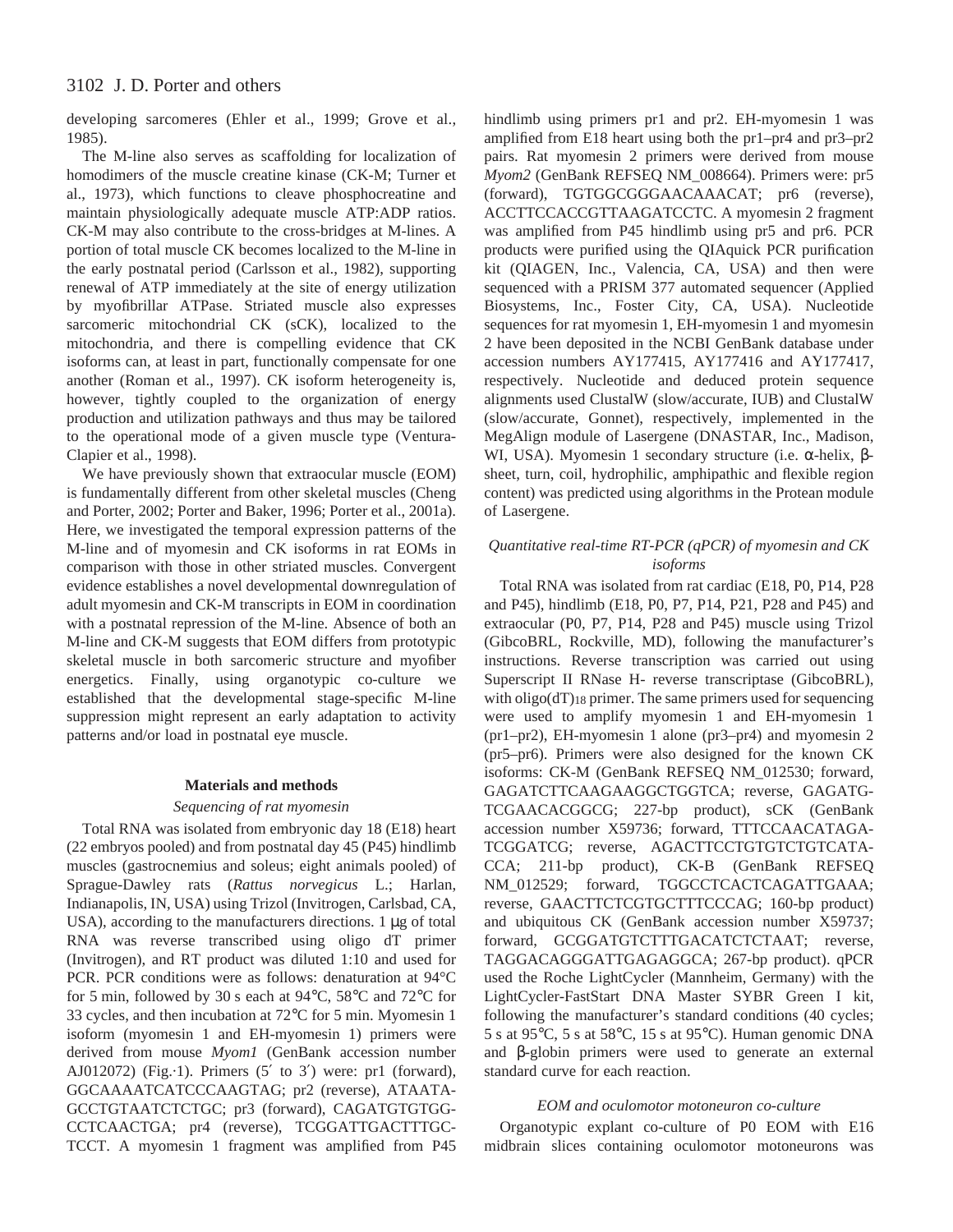developing sarcomeres (Ehler et al., 1999; Grove et al., 1985).

The M-line also serves as scaffolding for localization of homodimers of the muscle creatine kinase (CK-M; Turner et al., 1973), which functions to cleave phosphocreatine and maintain physiologically adequate muscle ATP:ADP ratios. CK-M may also contribute to the cross-bridges at M-lines. A portion of total muscle CK becomes localized to the M-line in the early postnatal period (Carlsson et al., 1982), supporting renewal of ATP immediately at the site of energy utilization by myofibrillar ATPase. Striated muscle also expresses sarcomeric mitochondrial CK (sCK), localized to the mitochondria, and there is compelling evidence that CK isoforms can, at least in part, functionally compensate for one another (Roman et al., 1997). CK isoform heterogeneity is, however, tightly coupled to the organization of energy production and utilization pathways and thus may be tailored to the operational mode of a given muscle type (Ventura-Clapier et al., 1998).

We have previously shown that extraocular muscle (EOM) is fundamentally different from other skeletal muscles (Cheng and Porter, 2002; Porter and Baker, 1996; Porter et al., 2001a). Here, we investigated the temporal expression patterns of the M-line and of myomesin and CK isoforms in rat EOMs in comparison with those in other striated muscles. Convergent evidence establishes a novel developmental downregulation of adult myomesin and CK-M transcripts in EOM in coordination with a postnatal repression of the M-line. Absence of both an M-line and CK-M suggests that EOM differs from prototypic skeletal muscle in both sarcomeric structure and myofiber energetics. Finally, using organotypic co-culture we established that the developmental stage-specific M-line suppression might represent an early adaptation to activity patterns and/or load in postnatal eye muscle.

## Materials and methods

### *Sequencing of rat myomesin*

Total RNA was isolated from embryonic day 18 (E18) heart (22 embryos pooled) and from postnatal day 45 (P45) hindlimb muscles (gastrocnemius and soleus; eight animals pooled) of Sprague-Dawley rats (*Rattus norvegicus* L.; Harlan, Indianapolis, IN, USA) using Trizol (Invitrogen, Carlsbad, CA, USA), according to the manufacturers directions. 1 μg of total RNA was reverse transcribed using oligo dT primer (Invitrogen), and RT product was diluted 1:10 and used for PCR. PCR conditions were as follows: denaturation at 94°C for 5 min, followed by 30 s each at 94°C, 58°C and 72°C for 33 cycles, and then incubation at 72°C for 5 min. Myomesin 1 isoform (myomesin 1 and EH-myomesin 1) primers were derived from mouse *Myom1* (GenBank accession number AJ012072) (Fig. 1). Primers (5′ to 3′) were: pr1 (forward), GGCAAAATCATCCCAAGTAG; pr2 (reverse), ATAATAGCCTGTAATCTCTGC; pr3 (forward), CAGATGTGTGGCCTCAACTGA; pr4 (reverse), TCGGATTGACTTTGCTCCT. A myomesin 1 fragment was amplified from P45 hindlimb using primers pr1 and pr2. EH-myomesin 1 was amplified from E18 heart using both the pr1–pr4 and pr3–pr2 pairs. Rat myomesin 2 primers were derived from mouse *Myom2* (GenBank REFSEQ NM_008664). Primers were: pr5 (forward), TGTGGCGGGAACAAACAT; pr6 (reverse), ACCTTCCACCGTTAAGATCCTC. A myomesin 2 fragment was amplified from P45 hindlimb using pr5 and pr6. PCR products were purified using the QIAquick PCR purification kit (QIAGEN, Inc., Valencia, CA, USA) and then were sequenced with a PRISM 377 automated sequencer (Applied Biosystems, Inc., Foster City, CA, USA). Nucleotide sequences for rat myomesin 1, EH-myomesin 1 and myomesin 2 have been deposited in the NCBI GenBank database under accession numbers AY177415, AY177416 and AY177417, respectively. Nucleotide and deduced protein sequence alignments used ClustalW (slow/accurate, IUB) and ClustalW (slow/accurate, Gonnet), respectively, implemented in the MegAlign module of Lasergene (DNASTAR, Inc., Madison, WI, USA). Myomesin 1 secondary structure (i.e. α-helix, β-sheet, turn, coil, hydrophilic, amphipathic and flexible region content) was predicted using algorithms in the Protean module of Lasergene.

### *Quantitative real-time RT-PCR (qPCR) of myomesin and CK isoforms*

Total RNA was isolated from rat cardiac (E18, P0, P14, P28 and P45), hindlimb (E18, P0, P7, P14, P21, P28 and P45) and extraocular (P0, P7, P14, P28 and P45) muscle using Trizol (GibcoBRL, Rockville, MD), following the manufacturer's instructions. Reverse transcription was carried out using Superscript II RNase H- reverse transcriptase (GibcoBRL), with oligo(dT)$_{18}$ primer. The same primers used for sequencing were used to amplify myomesin 1 and EH-myomesin 1 (pr1–pr2), EH-myomesin 1 alone (pr3–pr4) and myomesin 2 (pr5–pr6). Primers were also designed for the known CK isoforms: CK-M (GenBank REFSEQ NM_012530; forward, GAGATCTTCAAGAAGGCTGGTCA; reverse, GAGATGTCGAACACGGCG; 227-bp product), sCK (GenBank accession number X59736; forward, TTTCCAACATAGATCGGATCG; reverse, AGACTTCCTGTGTCTGTCATACCA; 211-bp product), CK-B (GenBank REFSEQ NM_012529; forward, TGGCCTCACTCAGATTGAAA; reverse, GAACTTCTCGTGCTTTCCCAG; 160-bp product) and ubiquitous CK (GenBank accession number X59737; forward, GCGGATGTCTTTGACATCTCTAAT; reverse, TAGGACAGGGATTGAGAGGCA; 267-bp product). qPCR used the Roche LightCycler (Mannheim, Germany) with the LightCycler-FastStart DNA Master SYBR Green I kit, following the manufacturer's standard conditions (40 cycles; 5 s at 95°C, 5 s at 58°C, 15 s at 95°C). Human genomic DNA and β-globin primers were used to generate an external standard curve for each reaction.

### *EOM and oculomotor motoneuron co-culture*

Organotypic explant co-culture of P0 EOM with E16 midbrain slices containing oculomotor motoneurons was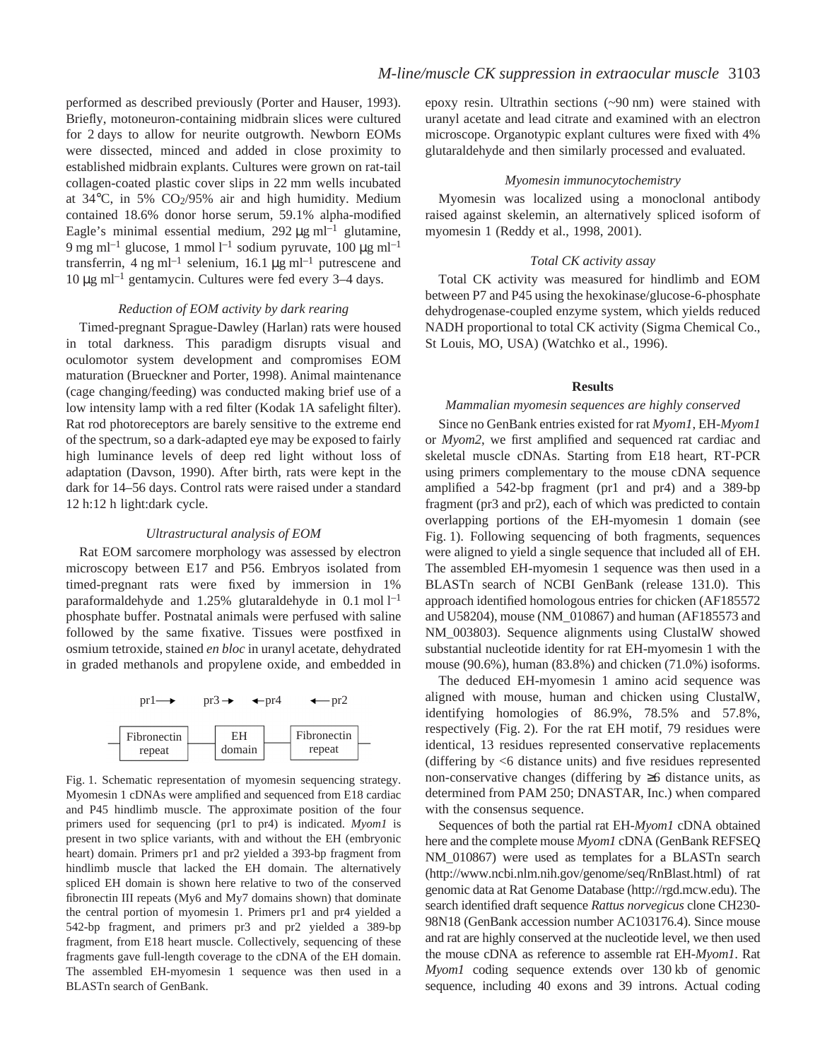performed as described previously (Porter and Hauser, 1993). Briefly, motoneuron-containing midbrain slices were cultured for 2 days to allow for neurite outgrowth. Newborn EOMs were dissected, minced and added in close proximity to established midbrain explants. Cultures were grown on rat-tail collagen-coated plastic cover slips in 22 mm wells incubated at 34°C, in 5% $CO_2$/95% air and high humidity. Medium contained 18.6% donor horse serum, 59.1% alpha-modified Eagle's minimal essential medium, 292 μg ml$^{-1}$ glutamine, 9 mg ml$^{-1}$ glucose, 1 mmol l$^{-1}$ sodium pyruvate, 100 μg ml$^{-1}$ transferrin, 4 ng ml$^{-1}$ selenium, 16.1 μg ml$^{-1}$ putrescene and 10 μg ml$^{-1}$ gentamycin. Cultures were fed every 3–4 days.

### *Reduction of EOM activity by dark rearing*

Timed-pregnant Sprague-Dawley (Harlan) rats were housed in total darkness. This paradigm disrupts visual and oculomotor system development and compromises EOM maturation (Brueckner and Porter, 1998). Animal maintenance (cage changing/feeding) was conducted making brief use of a low intensity lamp with a red filter (Kodak 1A safelight filter). Rat rod photoreceptors are barely sensitive to the extreme end of the spectrum, so a dark-adapted eye may be exposed to fairly high luminance levels of deep red light without loss of adaptation (Davson, 1990). After birth, rats were kept in the dark for 14–56 days. Control rats were raised under a standard 12 h:12 h light:dark cycle.

### *Ultrastructural analysis of EOM*

Rat EOM sarcomere morphology was assessed by electron microscopy between E17 and P56. Embryos isolated from timed-pregnant rats were fixed by immersion in 1% paraformaldehyde and 1.25% glutaraldehyde in 0.1 mol l$^{-1}$ phosphate buffer. Postnatal animals were perfused with saline followed by the same fixative. Tissues were postfixed in osmium tetroxide, stained *en bloc* in uranyl acetate, dehydrated in graded methanols and propylene oxide, and embedded in epoxy resin. Ultrathin sections (~90 nm) were stained with uranyl acetate and lead citrate and examined with an electron microscope. Organotypic explant cultures were fixed with 4% glutaraldehyde and then similarly processed and evaluated.

pr1 → pr3 → ← pr4 ← pr2

Fibronectin repeat — EH domain — Fibronectin repeat

Fig. 1. Schematic representation of myomesin sequencing strategy. Myomesin 1 cDNAs were amplified and sequenced from E18 cardiac and P45 hindlimb muscle. The approximate position of the four primers used for sequencing (pr1 to pr4) is indicated. *Myom1* is present in two splice variants, with and without the EH (embryonic heart) domain. Primers pr1 and pr2 yielded a 393-bp fragment from hindlimb muscle that lacked the EH domain. The alternatively spliced EH domain is shown here relative to two of the conserved fibronectin III repeats (My6 and My7 domains shown) that dominate the central portion of myomesin 1. Primers pr1 and pr4 yielded a 542-bp fragment, and primers pr3 and pr2 yielded a 389-bp fragment, from E18 heart muscle. Collectively, sequencing of these fragments gave full-length coverage to the cDNA of the EH domain. The assembled EH-myomesin 1 sequence was then used in a BLASTn search of GenBank.

### *Myomesin immunocytochemistry*

Myomesin was localized using a monoclonal antibody raised against skelemin, an alternatively spliced isoform of myomesin 1 (Reddy et al., 1998, 2001).

### *Total CK activity assay*

Total CK activity was measured for hindlimb and EOM between P7 and P45 using the hexokinase/glucose-6-phosphate dehydrogenase-coupled enzyme system, which yields reduced NADH proportional to total CK activity (Sigma Chemical Co., St Louis, MO, USA) (Watchko et al., 1996).

## Results

### *Mammalian myomesin sequences are highly conserved*

Since no GenBank entries existed for rat *Myom1*, EH-*Myom1* or *Myom2*, we first amplified and sequenced rat cardiac and skeletal muscle cDNAs. Starting from E18 heart, RT-PCR using primers complementary to the mouse cDNA sequence amplified a 542-bp fragment (pr1 and pr4) and a 389-bp fragment (pr3 and pr2), each of which was predicted to contain overlapping portions of the EH-myomesin 1 domain (see Fig. 1). Following sequencing of both fragments, sequences were aligned to yield a single sequence that included all of EH. The assembled EH-myomesin 1 sequence was then used in a BLASTn search of NCBI GenBank (release 131.0). This approach identified homologous entries for chicken (AF185572 and U58204), mouse (NM_010867) and human (AF185573 and NM_003803). Sequence alignments using ClustalW showed substantial nucleotide identity for rat EH-myomesin 1 with the mouse (90.6%), human (83.8%) and chicken (71.0%) isoforms.

The deduced EH-myomesin 1 amino acid sequence was aligned with mouse, human and chicken using ClustalW, identifying homologies of 86.9%, 78.5% and 57.8%, respectively (Fig. 2). For the rat EH motif, 79 residues were identical, 13 residues represented conservative replacements (differing by <6 distance units) and five residues represented non-conservative changes (differing by ≥6 distance units, as determined from PAM 250; DNASTAR, Inc.) when compared with the consensus sequence.

Sequences of both the partial rat EH-*Myom1* cDNA obtained here and the complete mouse *Myom1* cDNA (GenBank REFSEQ NM_010867) were used as templates for a BLASTn search (http://www.ncbi.nlm.nih.gov/genome/seq/RnBlast.html) of rat genomic data at Rat Genome Database (http://rgd.mcw.edu). The search identified draft sequence *Rattus norvegicus* clone CH230-98N18 (GenBank accession number AC103176.4). Since mouse and rat are highly conserved at the nucleotide level, we then used the mouse cDNA as reference to assemble rat EH-*Myom1*. Rat *Myom1* coding sequence extends over 130 kb of genomic sequence, including 40 exons and 39 introns. Actual coding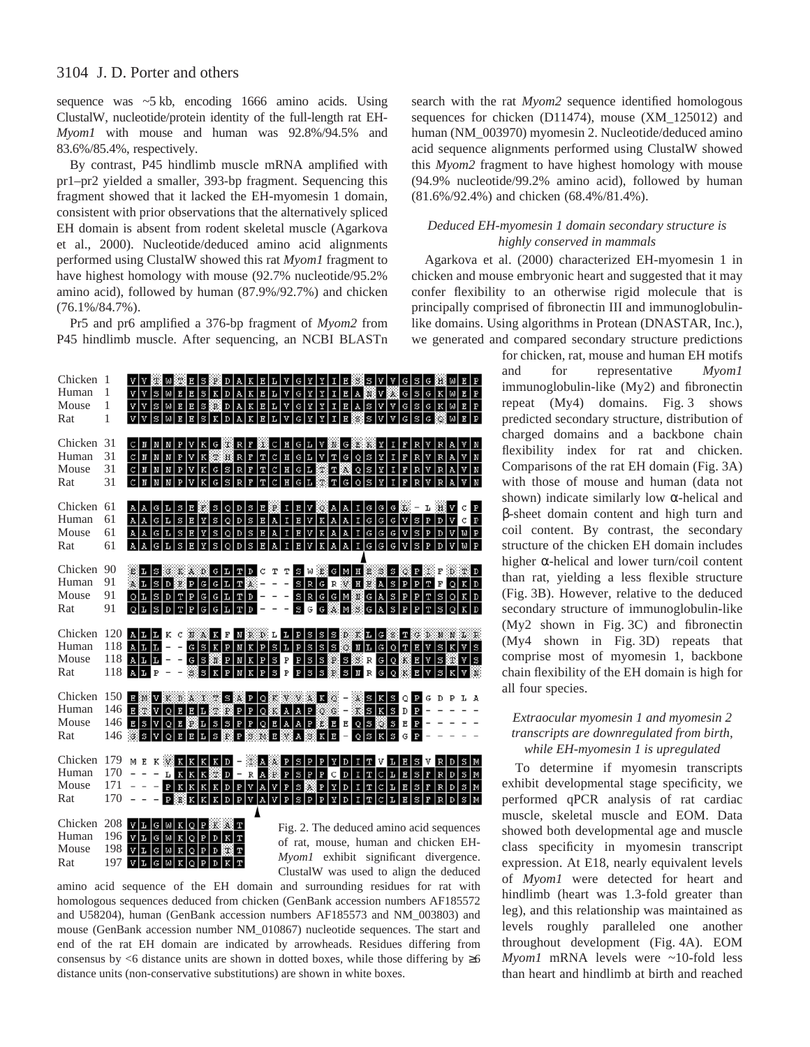sequence was ~5 kb, encoding 1666 amino acids. Using ClustalW, nucleotide/protein identity of the full-length rat EH-*Myom1* with mouse and human was 92.8%/94.5% and 83.6%/85.4%, respectively.

By contrast, P45 hindlimb muscle mRNA amplified with pr1–pr2 yielded a smaller, 393-bp fragment. Sequencing this fragment showed that it lacked the EH-myomesin 1 domain, consistent with prior observations that the alternatively spliced EH domain is absent from rodent skeletal muscle (Agarkova et al., 2000). Nucleotide/deduced amino acid alignments performed using ClustalW showed this rat *Myom1* fragment to have highest homology with mouse (92.7% nucleotide/95.2% amino acid), followed by human (87.9%/92.7%) and chicken (76.1%/84.7%).

Pr5 and pr6 amplified a 376-bp fragment of *Myom2* from P45 hindlimb muscle. After sequencing, an NCBI BLASTn search with the rat *Myom2* sequence identified homologous sequences for chicken (D11474), mouse (XM_125012) and human (NM_003970) myomesin 2. Nucleotide/deduced amino acid sequence alignments performed using ClustalW showed this *Myom2* fragment to have highest homology with mouse (94.9% nucleotide/99.2% amino acid), followed by human (81.6%/92.4%) and chicken (68.4%/81.4%).

```
Chicken 1    V V T W T E S P D A K E L V G Y Y I E S S V V G S G H W E P
Human   1    V V S W E E S K D A K E L V G Y Y I E A N V A G S G K W E P
Mouse   1    V V S W E E S R D A K E L V G Y Y I E A S V V G S G K W E P
Rat     1    V V S W E E S K D A K E L V G Y Y I E S S V V G S G S W E P

Chicken 31   C N N N P V K G T R F I C H G L V N G E K Y I F R V R A V N
Human   31   C N N N P V K T H R F T C H G L V T G Q S Y I F R V R A V N
Mouse   31   C N N N P V K G S R F T C H G L T T A Q S Y I F R V R A V N
Rat     31   C N N N P V K G S R F T C H G L T T G Q S Y I F R V R A V N

Chicken 61   A A G L S E F S Q D S E P I E V Q A A I G G G L - L H V C P
Human   61   A A G L S E Y S Q D S E A I E V K A A I G G G V S P D V C P
Mouse   61   A A G L S E Y S Q D S E A I E V K A A I G G G V S P D V W P
Rat     61   A A G L S E Y S Q D S E A I E V K A A I G G G V S P D V W P

Chicken 90   E L S G E A D G L T D C T T S W E G M H E S S Q P I F D T D
Human   91   A L S D E P G G L T A - - - S R G R V H E A S P P T F Q K D
Mouse   91   Q L S D T P G G L T D - - - S R G G M N G A S P P T S Q K D
Rat     91   Q L S D T P G G L T D - - - S G G A M S G A S P P T S Q K D

Chicken 120  A L L K C N A K F N R D L L P S S S D F L G S T G D N N L E
Human   118  A L L - - G S K P N K P S L P S S S Q N L G Q T E V S K V S
Mouse   118  A L L - - G S N P N K P S P P S S P S S R G Q K E V S T V S
Rat     118  A L P - - S S K P N K P S P P S S P S N R G Q K E V S K V N

Chicken 150  E M V K D A I T S A P Q K V V A K Q - A S K S Q P G D P L A
Human   146  E T V Q E E L T P P P Q K A A P Q G - T S K S D P - - - - -
Mouse   146  E S V Q E P L S S P P Q E A A P E E E Q S Q S E P - - - - -
Rat     146  G S V Q E E L S P P S M E V A S K E - Q S K S G P - - - - -

Chicken 179  M E K V K K K K D - T A A P S P P Y D I T V L E S V R D S M
Human   170  - - - L K K K T D - R A P P S P P C D I T C L E S F R D S M
Mouse   171  - - - P K K K K D P V A V P S A P Y D I T C L E S F R D S M
Rat     170  - - - P R K K K D P V A V P S P P Y D I T C L E S F R D S M

Chicken 208  V L G W K Q P K A T
Human   196  V L G W K Q P D K T
Mouse   198  V L G W K Q P D T T
Rat     197  V L G W K Q P D K T
```

Fig. 2. The deduced amino acid sequences of rat, mouse, human and chicken EH-*Myom1* exhibit significant divergence. ClustalW was used to align the deduced amino acid sequence of the EH domain and surrounding residues for rat with homologous sequences deduced from chicken (GenBank accession numbers AF185572 and U58204), human (GenBank accession numbers AF185573 and NM_003803) and mouse (GenBank accession number NM_010867) nucleotide sequences. The start and end of the rat EH domain are indicated by arrowheads. Residues differing from consensus by <6 distance units are shown in dotted boxes, while those differing by ≥6 distance units (non-conservative substitutions) are shown in white boxes.

### *Deduced EH-myomesin 1 domain secondary structure is highly conserved in mammals*

Agarkova et al. (2000) characterized EH-myomesin 1 in chicken and mouse embryonic heart and suggested that it may confer flexibility to an otherwise rigid molecule that is principally comprised of fibronectin III and immunoglobulin-like domains. Using algorithms in Protean (DNASTAR, Inc.), we generated and compared secondary structure predictions for chicken, rat, mouse and human EH motifs and for representative *Myom1* immunoglobulin-like (My2) and fibronectin repeat (My4) domains. Fig. 3 shows predicted secondary structure, distribution of charged domains and a backbone chain flexibility index for rat and chicken. Comparisons of the rat EH domain (Fig. 3A) with those of mouse and human (data not shown) indicate similarly low α-helical and β-sheet domain content and high turn and coil content. By contrast, the secondary structure of the chicken EH domain includes higher α-helical and lower turn/coil content than rat, yielding a less flexible structure (Fig. 3B). However, relative to the deduced secondary structure of immunoglobulin-like (My2 shown in Fig. 3C) and fibronectin (My4 shown in Fig. 3D) repeats that comprise most of myomesin 1, backbone chain flexibility of the EH domain is high for all four species.

### *Extraocular myomesin 1 and myomesin 2 transcripts are downregulated from birth, while EH-myomesin 1 is upregulated*

To determine if myomesin transcripts exhibit developmental stage specificity, we performed qPCR analysis of rat cardiac muscle, skeletal muscle and EOM. Data showed both developmental age and muscle class specificity in myomesin transcript expression. At E18, nearly equivalent levels of *Myom1* were detected for heart and hindlimb (heart was 1.3-fold greater than leg), and this relationship was maintained as levels roughly paralleled one another throughout development (Fig. 4A). EOM *Myom1* mRNA levels were ~10-fold less than heart and hindlimb at birth and reached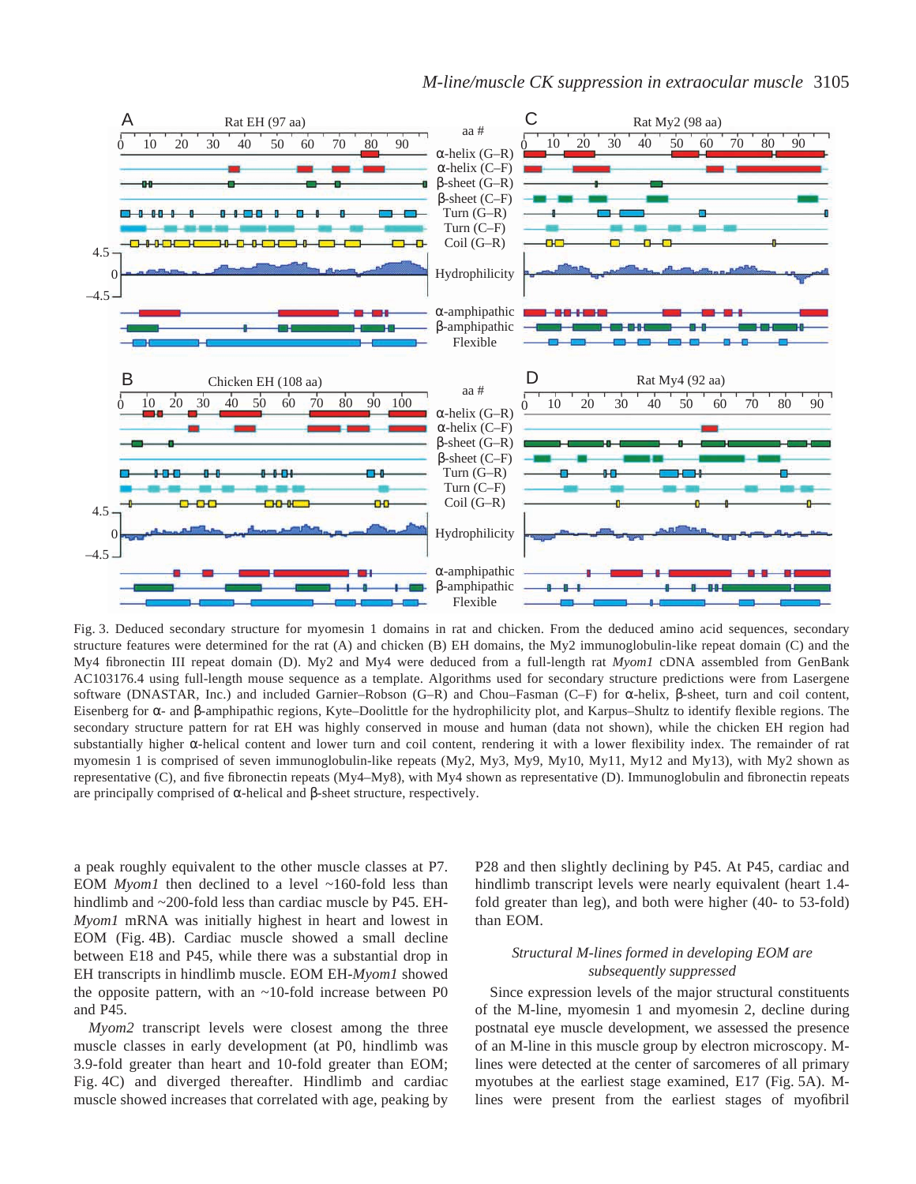Fig. 3. Deduced secondary structure for myomesin 1 domains in rat and chicken. From the deduced amino acid sequences, secondary structure features were determined for the rat (A) and chicken (B) EH domains, the My2 immunoglobulin-like repeat domain (C) and the My4 fibronectin III repeat domain (D). My2 and My4 were deduced from a full-length rat *Myom1* cDNA assembled from GenBank AC103176.4 using full-length mouse sequence as a template. Algorithms used for secondary structure predictions were from Lasergene software (DNASTAR, Inc.) and included Garnier–Robson (G–R) and Chou–Fasman (C–F) for α-helix, β-sheet, turn and coil content, Eisenberg for α- and β-amphipathic regions, Kyte–Doolittle for the hydrophilicity plot, and Karpus–Shultz to identify flexible regions. The secondary structure pattern for rat EH was highly conserved in mouse and human (data not shown), while the chicken EH region had substantially higher α-helical content and lower turn and coil content, rendering it with a lower flexibility index. The remainder of rat myomesin 1 is comprised of seven immunoglobulin-like repeats (My2, My3, My9, My10, My11, My12 and My13), with My2 shown as representative (C), and five fibronectin repeats (My4–My8), with My4 shown as representative (D). Immunoglobulin and fibronectin repeats are principally comprised of α-helical and β-sheet structure, respectively.

a peak roughly equivalent to the other muscle classes at P7. EOM *Myom1* then declined to a level ~160-fold less than hindlimb and ~200-fold less than cardiac muscle by P45. EH-*Myom1* mRNA was initially highest in heart and lowest in EOM (Fig. 4B). Cardiac muscle showed a small decline between E18 and P45, while there was a substantial drop in EH transcripts in hindlimb muscle. EOM EH-*Myom1* showed the opposite pattern, with an ~10-fold increase between P0 and P45.

*Myom2* transcript levels were closest among the three muscle classes in early development (at P0, hindlimb was 3.9-fold greater than heart and 10-fold greater than EOM; Fig. 4C) and diverged thereafter. Hindlimb and cardiac muscle showed increases that correlated with age, peaking by P28 and then slightly declining by P45. At P45, cardiac and hindlimb transcript levels were nearly equivalent (heart 1.4-fold greater than leg), and both were higher (40- to 53-fold) than EOM.

### *Structural M-lines formed in developing EOM are subsequently suppressed*

Since expression levels of the major structural constituents of the M-line, myomesin 1 and myomesin 2, decline during postnatal eye muscle development, we assessed the presence of an M-line in this muscle group by electron microscopy. M-lines were detected at the center of sarcomeres of all primary myotubes at the earliest stage examined, E17 (Fig. 5A). M-lines were present from the earliest stages of myofibril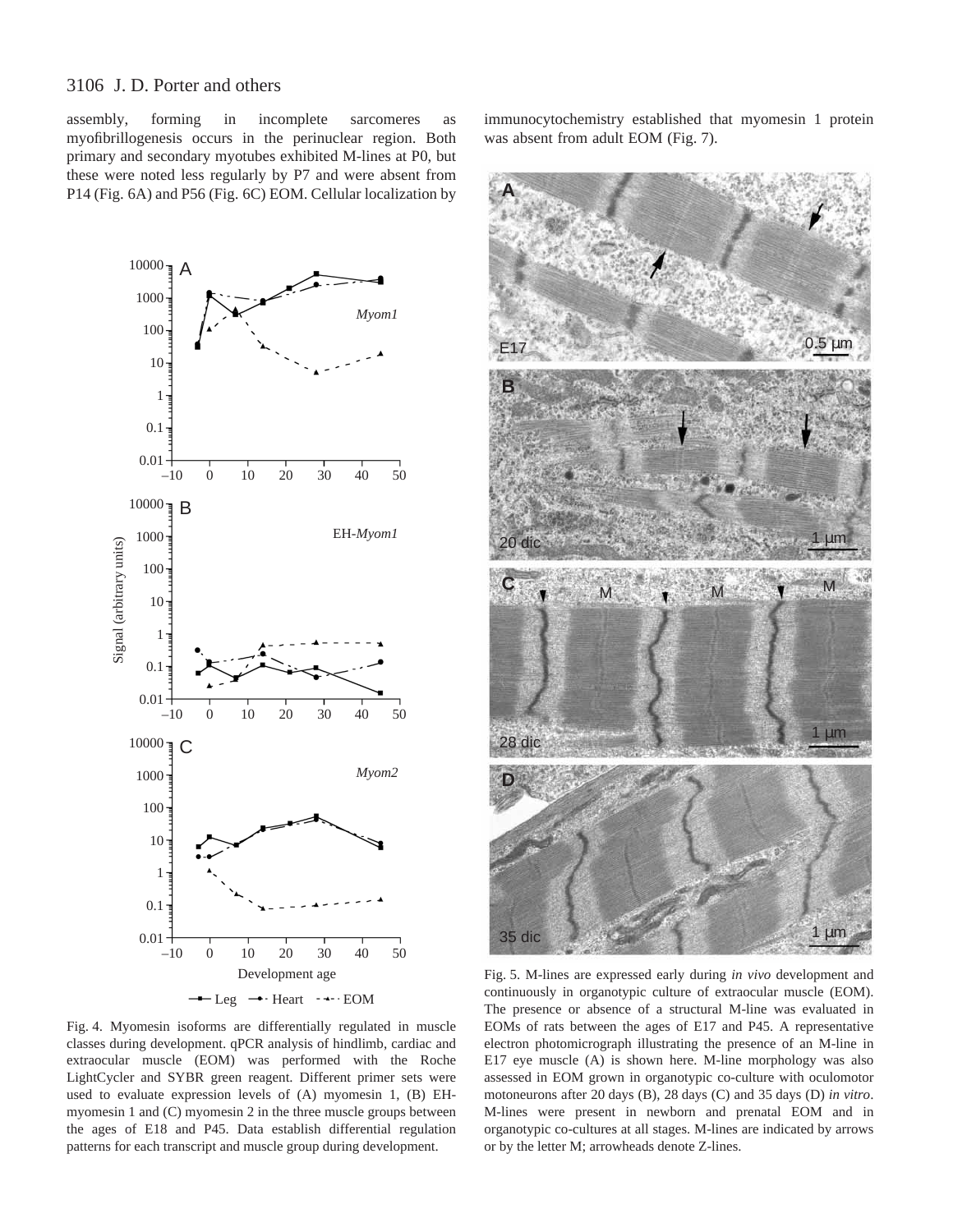assembly, forming in incomplete sarcomeres as myofibrillogenesis occurs in the perinuclear region. Both primary and secondary myotubes exhibited M-lines at P0, but these were noted less regularly by P7 and were absent from P14 (Fig. 6A) and P56 (Fig. 6C) EOM. Cellular localization by immunocytochemistry established that myomesin 1 protein was absent from adult EOM (Fig. 7).

Fig. 4. Myomesin isoforms are differentially regulated in muscle classes during development. qPCR analysis of hindlimb, cardiac and extraocular muscle (EOM) was performed with the Roche LightCycler and SYBR green reagent. Different primer sets were used to evaluate expression levels of (A) myomesin 1, (B) EH-myomesin 1 and (C) myomesin 2 in the three muscle groups between the ages of E18 and P45. Data establish differential regulation patterns for each transcript and muscle group during development.

Fig. 5. M-lines are expressed early during *in vivo* development and continuously in organotypic culture of extraocular muscle (EOM). The presence or absence of a structural M-line was evaluated in EOMs of rats between the ages of E17 and P45. A representative electron photomicrograph illustrating the presence of an M-line in E17 eye muscle (A) is shown here. M-line morphology was also assessed in EOM grown in organotypic co-culture with oculomotor motoneurons after 20 days (B), 28 days (C) and 35 days (D) *in vitro*. M-lines were present in newborn and prenatal EOM and in organotypic co-cultures at all stages. M-lines are indicated by arrows or by the letter M; arrowheads denote Z-lines.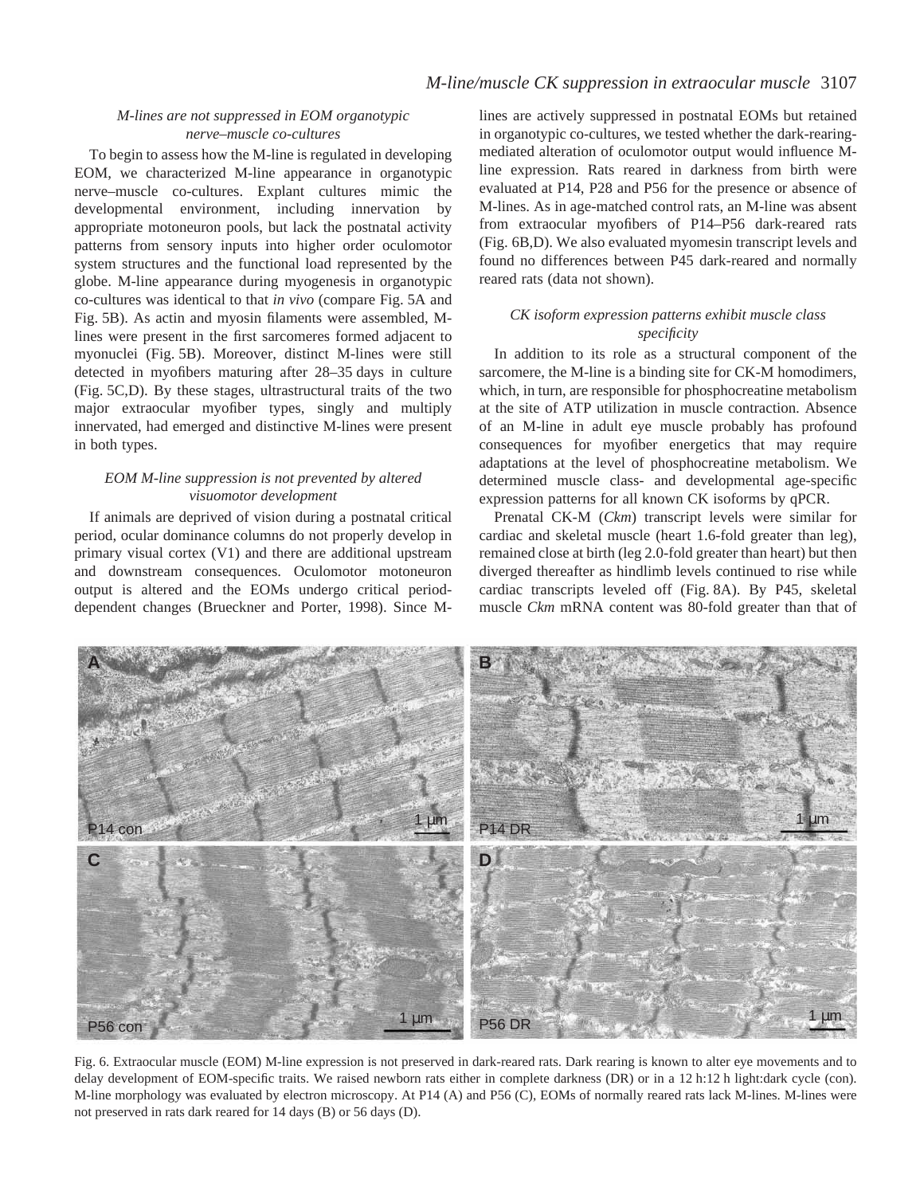### *M-lines are not suppressed in EOM organotypic nerve–muscle co-cultures*

To begin to assess how the M-line is regulated in developing EOM, we characterized M-line appearance in organotypic nerve–muscle co-cultures. Explant cultures mimic the developmental environment, including innervation by appropriate motoneuron pools, but lack the postnatal activity patterns from sensory inputs into higher order oculomotor system structures and the functional load represented by the globe. M-line appearance during myogenesis in organotypic co-cultures was identical to that *in vivo* (compare Fig. 5A and Fig. 5B). As actin and myosin filaments were assembled, M-lines were present in the first sarcomeres formed adjacent to myonuclei (Fig. 5B). Moreover, distinct M-lines were still detected in myofibers maturing after 28–35 days in culture (Fig. 5C,D). By these stages, ultrastructural traits of the two major extraocular myofiber types, singly and multiply innervated, had emerged and distinctive M-lines were present in both types.

### *EOM M-line suppression is not prevented by altered visuomotor development*

If animals are deprived of vision during a postnatal critical period, ocular dominance columns do not properly develop in primary visual cortex (V1) and there are additional upstream and downstream consequences. Oculomotor motoneuron output is altered and the EOMs undergo critical period-dependent changes (Brueckner and Porter, 1998). Since M-lines are actively suppressed in postnatal EOMs but retained in organotypic co-cultures, we tested whether the dark-rearing-mediated alteration of oculomotor output would influence M-line expression. Rats reared in darkness from birth were evaluated at P14, P28 and P56 for the presence or absence of M-lines. As in age-matched control rats, an M-line was absent from extraocular myofibers of P14–P56 dark-reared rats (Fig. 6B,D). We also evaluated myomesin transcript levels and found no differences between P45 dark-reared and normally reared rats (data not shown).

### *CK isoform expression patterns exhibit muscle class specificity*

In addition to its role as a structural component of the sarcomere, the M-line is a binding site for CK-M homodimers, which, in turn, are responsible for phosphocreatine metabolism at the site of ATP utilization in muscle contraction. Absence of an M-line in adult eye muscle probably has profound consequences for myofiber energetics that may require adaptations at the level of phosphocreatine metabolism. We determined muscle class- and developmental age-specific expression patterns for all known CK isoforms by qPCR.

Prenatal CK-M (*Ckm*) transcript levels were similar for cardiac and skeletal muscle (heart 1.6-fold greater than leg), remained close at birth (leg 2.0-fold greater than heart) but then diverged thereafter as hindlimb levels continued to rise while cardiac transcripts leveled off (Fig. 8A). By P45, skeletal muscle *Ckm* mRNA content was 80-fold greater than that of

Fig. 6. Extraocular muscle (EOM) M-line expression is not preserved in dark-reared rats. Dark rearing is known to alter eye movements and to delay development of EOM-specific traits. We raised newborn rats either in complete darkness (DR) or in a 12 h:12 h light:dark cycle (con). M-line morphology was evaluated by electron microscopy. At P14 (A) and P56 (C), EOMs of normally reared rats lack M-lines. M-lines were not preserved in rats dark reared for 14 days (B) or 56 days (D).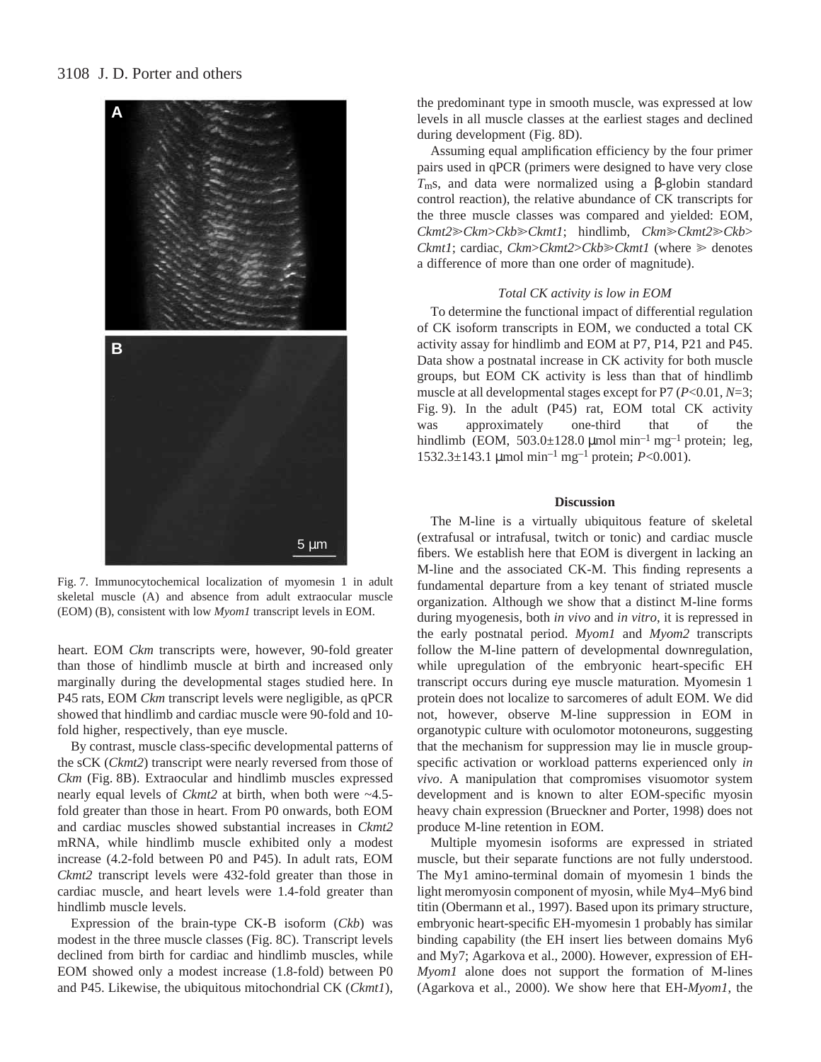Fig. 7. Immunocytochemical localization of myomesin 1 in adult skeletal muscle (A) and absence from adult extraocular muscle (EOM) (B), consistent with low *Myom1* transcript levels in EOM.

heart. EOM *Ckm* transcripts were, however, 90-fold greater than those of hindlimb muscle at birth and increased only marginally during the developmental stages studied here. In P45 rats, EOM *Ckm* transcript levels were negligible, as qPCR showed that hindlimb and cardiac muscle were 90-fold and 10-fold higher, respectively, than eye muscle.

By contrast, muscle class-specific developmental patterns of the sCK (*Ckmt2*) transcript were nearly reversed from those of *Ckm* (Fig. 8B). Extraocular and hindlimb muscles expressed nearly equal levels of *Ckmt2* at birth, when both were ~4.5-fold greater than those in heart. From P0 onwards, both EOM and cardiac muscles showed substantial increases in *Ckmt2* mRNA, while hindlimb muscle exhibited only a modest increase (4.2-fold between P0 and P45). In adult rats, EOM *Ckmt2* transcript levels were 432-fold greater than those in cardiac muscle, and heart levels were 1.4-fold greater than hindlimb muscle levels.

Expression of the brain-type CK-B isoform (*Ckb*) was modest in the three muscle classes (Fig. 8C). Transcript levels declined from birth for cardiac and hindlimb muscles, while EOM showed only a modest increase (1.8-fold) between P0 and P45. Likewise, the ubiquitous mitochondrial CK (*Ckmt1*), the predominant type in smooth muscle, was expressed at low levels in all muscle classes at the earliest stages and declined during development (Fig. 8D).

Assuming equal amplification efficiency by the four primer pairs used in qPCR (primers were designed to have very close $T_m$s, and data were normalized using a β-globin standard control reaction), the relative abundance of CK transcripts for the three muscle classes was compared and yielded: EOM, *Ckmt2*≫*Ckm*>*Ckb*≫*Ckmt1*; hindlimb, *Ckm*≫*Ckmt2*≫*Ckb*>*Ckmt1*; cardiac, *Ckm*>*Ckmt2*>*Ckb*≫*Ckmt1* (where ≫ denotes a difference of more than one order of magnitude).

### *Total CK activity is low in EOM*

To determine the functional impact of differential regulation of CK isoform transcripts in EOM, we conducted a total CK activity assay for hindlimb and EOM at P7, P14, P21 and P45. Data show a postnatal increase in CK activity for both muscle groups, but EOM CK activity is less than that of hindlimb muscle at all developmental stages except for P7 ($P<0.01$, $N=3$; Fig. 9). In the adult (P45) rat, EOM total CK activity was approximately one-third that of the hindlimb (EOM, 503.0±128.0 μmol $\text{min}^{-1}$ $\text{mg}^{-1}$ protein; leg, 1532.3±143.1 μmol $\text{min}^{-1}$ $\text{mg}^{-1}$ protein; $P<0.001$).

## Discussion

The M-line is a virtually ubiquitous feature of skeletal (extrafusal or intrafusal, twitch or tonic) and cardiac muscle fibers. We establish here that EOM is divergent in lacking an M-line and the associated CK-M. This finding represents a fundamental departure from a key tenant of striated muscle organization. Although we show that a distinct M-line forms during myogenesis, both *in vivo* and *in vitro*, it is repressed in the early postnatal period. *Myom1* and *Myom2* transcripts follow the M-line pattern of developmental downregulation, while upregulation of the embryonic heart-specific EH transcript occurs during eye muscle maturation. Myomesin 1 protein does not localize to sarcomeres of adult EOM. We did not, however, observe M-line suppression in EOM in organotypic culture with oculomotor motoneurons, suggesting that the mechanism for suppression may lie in muscle group-specific activation or workload patterns experienced only *in vivo*. A manipulation that compromises visuomotor system development and is known to alter EOM-specific myosin heavy chain expression (Brueckner and Porter, 1998) does not produce M-line retention in EOM.

Multiple myomesin isoforms are expressed in striated muscle, but their separate functions are not fully understood. The My1 amino-terminal domain of myomesin 1 binds the light meromyosin component of myosin, while My4–My6 bind titin (Obermann et al., 1997). Based upon its primary structure, embryonic heart-specific EH-myomesin 1 probably has similar binding capability (the EH insert lies between domains My6 and My7; Agarkova et al., 2000). However, expression of EH-*Myom1* alone does not support the formation of M-lines (Agarkova et al., 2000). We show here that EH-*Myom1*, the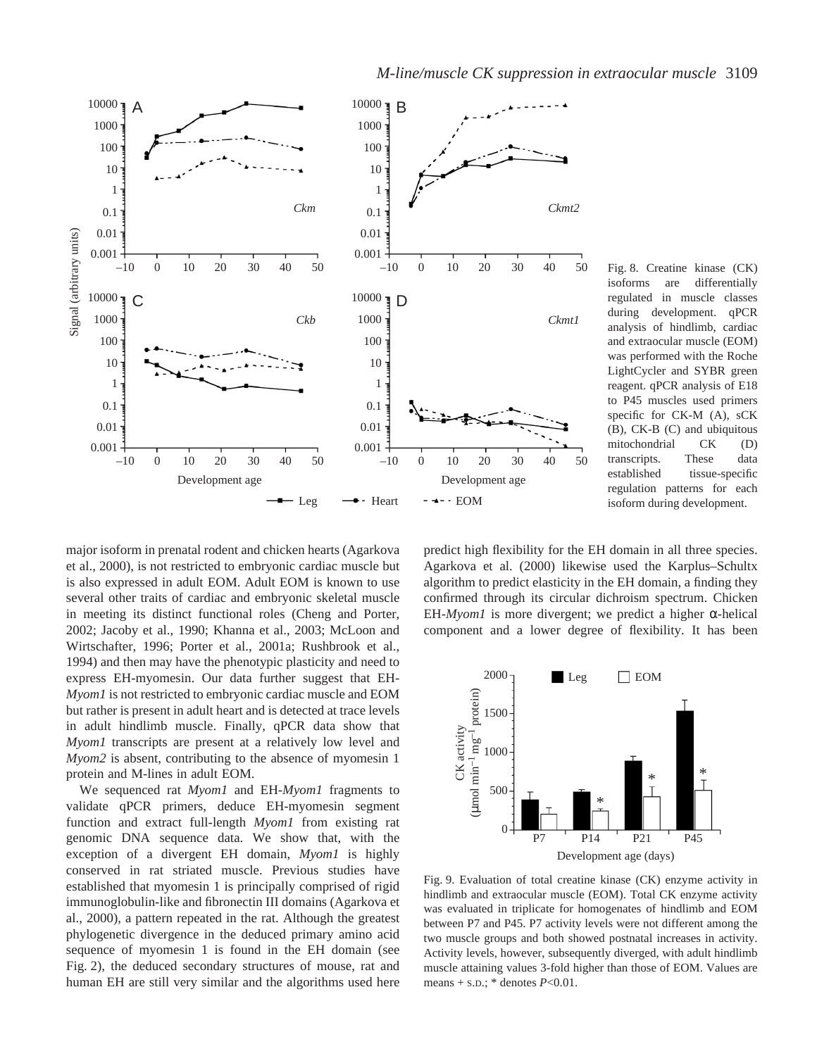Fig. 8. Creatine kinase (CK) isoforms are differentially regulated in muscle classes during development. qPCR analysis of hindlimb, cardiac and extraocular muscle (EOM) was performed with the Roche LightCycler and SYBR green reagent. qPCR analysis of E18 to P45 muscles used primers specific for CK-M (A), sCK (B), CK-B (C) and ubiquitous mitochondrial CK (D) transcripts. These data established tissue-specific regulation patterns for each isoform during development.

major isoform in prenatal rodent and chicken hearts (Agarkova et al., 2000), is not restricted to embryonic cardiac muscle but is also expressed in adult EOM. Adult EOM is known to use several other traits of cardiac and embryonic skeletal muscle in meeting its distinct functional roles (Cheng and Porter, 2002; Jacoby et al., 1990; Khanna et al., 2003; McLoon and Wirtschafter, 1996; Porter et al., 2001a; Rushbrook et al., 1994) and then may have the phenotypic plasticity and need to express EH-myomesin. Our data further suggest that EH-*Myom1* is not restricted to embryonic cardiac muscle and EOM but rather is present in adult heart and is detected at trace levels in adult hindlimb muscle. Finally, qPCR data show that *Myom1* transcripts are present at a relatively low level and *Myom2* is absent, contributing to the absence of myomesin 1 protein and M-lines in adult EOM.

We sequenced rat *Myom1* and EH-*Myom1* fragments to validate qPCR primers, deduce EH-myomesin segment function and extract full-length *Myom1* from existing rat genomic DNA sequence data. We show that, with the exception of a divergent EH domain, *Myom1* is highly conserved in rat striated muscle. Previous studies have established that myomesin 1 is principally comprised of rigid immunoglobulin-like and fibronectin III domains (Agarkova et al., 2000), a pattern repeated in the rat. Although the greatest phylogenetic divergence in the deduced primary amino acid sequence of myomesin 1 is found in the EH domain (see Fig. 2), the deduced secondary structures of mouse, rat and human EH are still very similar and the algorithms used here predict high flexibility for the EH domain in all three species. Agarkova et al. (2000) likewise used the Karplus–Schultx algorithm to predict elasticity in the EH domain, a finding they confirmed through its circular dichroism spectrum. Chicken EH-*Myom1* is more divergent; we predict a higher α-helical component and a lower degree of flexibility. It has been

Fig. 9. Evaluation of total creatine kinase (CK) enzyme activity in hindlimb and extraocular muscle (EOM). Total CK enzyme activity was evaluated in triplicate for homogenates of hindlimb and EOM between P7 and P45. P7 activity levels were not different among the two muscle groups and both showed postnatal increases in activity. Activity levels, however, subsequently diverged, with adult hindlimb muscle attaining values 3-fold higher than those of EOM. Values are means + S.D.; * denotes $P<0.01$.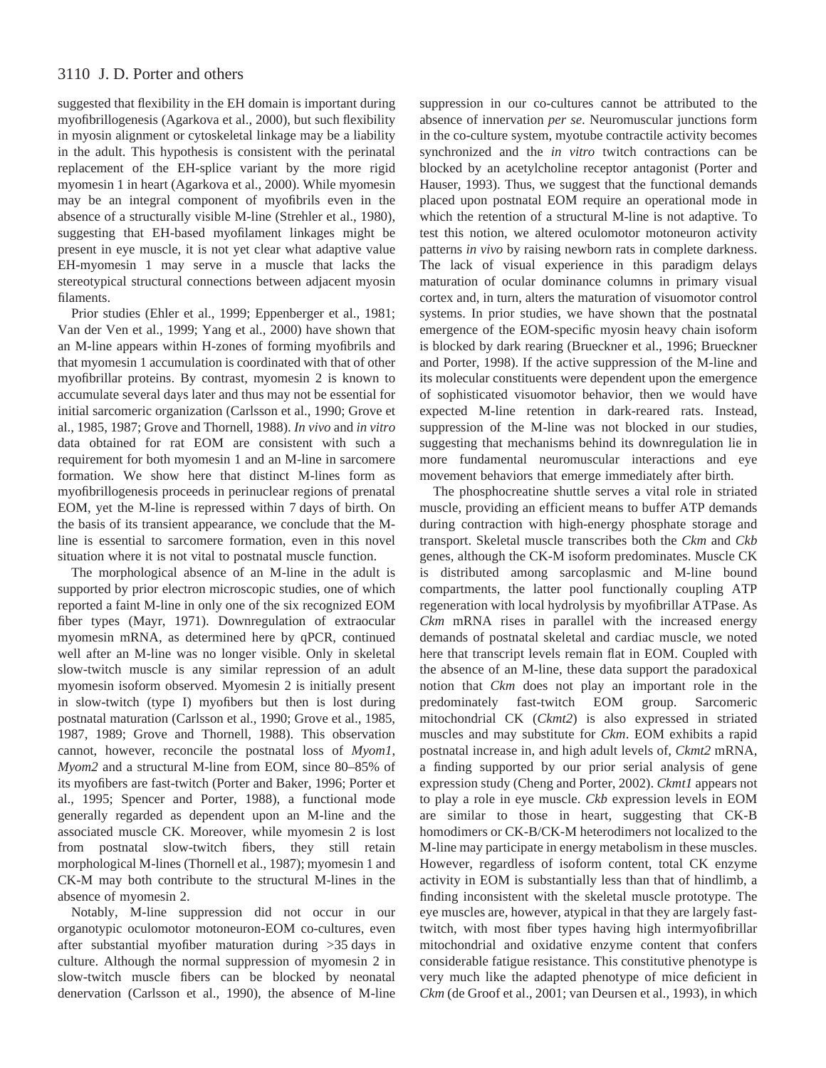suggested that flexibility in the EH domain is important during myofibrillogenesis (Agarkova et al., 2000), but such flexibility in myosin alignment or cytoskeletal linkage may be a liability in the adult. This hypothesis is consistent with the perinatal replacement of the EH-splice variant by the more rigid myomesin 1 in heart (Agarkova et al., 2000). While myomesin may be an integral component of myofibrils even in the absence of a structurally visible M-line (Strehler et al., 1980), suggesting that EH-based myofilament linkages might be present in eye muscle, it is not yet clear what adaptive value EH-myomesin 1 may serve in a muscle that lacks the stereotypical structural connections between adjacent myosin filaments.

Prior studies (Ehler et al., 1999; Eppenberger et al., 1981; Van der Ven et al., 1999; Yang et al., 2000) have shown that an M-line appears within H-zones of forming myofibrils and that myomesin 1 accumulation is coordinated with that of other myofibrillar proteins. By contrast, myomesin 2 is known to accumulate several days later and thus may not be essential for initial sarcomeric organization (Carlsson et al., 1990; Grove et al., 1985, 1987; Grove and Thornell, 1988). *In vivo* and *in vitro* data obtained for rat EOM are consistent with such a requirement for both myomesin 1 and an M-line in sarcomere formation. We show here that distinct M-lines form as myofibrillogenesis proceeds in perinuclear regions of prenatal EOM, yet the M-line is repressed within 7 days of birth. On the basis of its transient appearance, we conclude that the M-line is essential to sarcomere formation, even in this novel situation where it is not vital to postnatal muscle function.

The morphological absence of an M-line in the adult is supported by prior electron microscopic studies, one of which reported a faint M-line in only one of the six recognized EOM fiber types (Mayr, 1971). Downregulation of extraocular myomesin mRNA, as determined here by qPCR, continued well after an M-line was no longer visible. Only in skeletal slow-twitch muscle is any similar repression of an adult myomesin isoform observed. Myomesin 2 is initially present in slow-twitch (type I) myofibers but then is lost during postnatal maturation (Carlsson et al., 1990; Grove et al., 1985, 1987, 1989; Grove and Thornell, 1988). This observation cannot, however, reconcile the postnatal loss of *Myom1*, *Myom2* and a structural M-line from EOM, since 80–85% of its myofibers are fast-twitch (Porter and Baker, 1996; Porter et al., 1995; Spencer and Porter, 1988), a functional mode generally regarded as dependent upon an M-line and the associated muscle CK. Moreover, while myomesin 2 is lost from postnatal slow-twitch fibers, they still retain morphological M-lines (Thornell et al., 1987); myomesin 1 and CK-M may both contribute to the structural M-lines in the absence of myomesin 2.

Notably, M-line suppression did not occur in our organotypic oculomotor motoneuron-EOM co-cultures, even after substantial myofiber maturation during >35 days in culture. Although the normal suppression of myomesin 2 in slow-twitch muscle fibers can be blocked by neonatal denervation (Carlsson et al., 1990), the absence of M-line suppression in our co-cultures cannot be attributed to the absence of innervation *per se*. Neuromuscular junctions form in the co-culture system, myotube contractile activity becomes synchronized and the *in vitro* twitch contractions can be blocked by an acetylcholine receptor antagonist (Porter and Hauser, 1993). Thus, we suggest that the functional demands placed upon postnatal EOM require an operational mode in which the retention of a structural M-line is not adaptive. To test this notion, we altered oculomotor motoneuron activity patterns *in vivo* by raising newborn rats in complete darkness. The lack of visual experience in this paradigm delays maturation of ocular dominance columns in primary visual cortex and, in turn, alters the maturation of visuomotor control systems. In prior studies, we have shown that the postnatal emergence of the EOM-specific myosin heavy chain isoform is blocked by dark rearing (Brueckner et al., 1996; Brueckner and Porter, 1998). If the active suppression of the M-line and its molecular constituents were dependent upon the emergence of sophisticated visuomotor behavior, then we would have expected M-line retention in dark-reared rats. Instead, suppression of the M-line was not blocked in our studies, suggesting that mechanisms behind its downregulation lie in more fundamental neuromuscular interactions and eye movement behaviors that emerge immediately after birth.

The phosphocreatine shuttle serves a vital role in striated muscle, providing an efficient means to buffer ATP demands during contraction with high-energy phosphate storage and transport. Skeletal muscle transcribes both the *Ckm* and *Ckb* genes, although the CK-M isoform predominates. Muscle CK is distributed among sarcoplasmic and M-line bound compartments, the latter pool functionally coupling ATP regeneration with local hydrolysis by myofibrillar ATPase. As *Ckm* mRNA rises in parallel with the increased energy demands of postnatal skeletal and cardiac muscle, we noted here that transcript levels remain flat in EOM. Coupled with the absence of an M-line, these data support the paradoxical notion that *Ckm* does not play an important role in the predominately fast-twitch EOM group. Sarcomeric mitochondrial CK (*Ckmt2*) is also expressed in striated muscles and may substitute for *Ckm*. EOM exhibits a rapid postnatal increase in, and high adult levels of, *Ckmt2* mRNA, a finding supported by our prior serial analysis of gene expression study (Cheng and Porter, 2002). *Ckmt1* appears not to play a role in eye muscle. *Ckb* expression levels in EOM are similar to those in heart, suggesting that CK-B homodimers or CK-B/CK-M heterodimers not localized to the M-line may participate in energy metabolism in these muscles. However, regardless of isoform content, total CK enzyme activity in EOM is substantially less than that of hindlimb, a finding inconsistent with the skeletal muscle prototype. The eye muscles are, however, atypical in that they are largely fast-twitch, with most fiber types having high intermyofibrillar mitochondrial and oxidative enzyme content that confers considerable fatigue resistance. This constitutive phenotype is very much like the adapted phenotype of mice deficient in *Ckm* (de Groof et al., 2001; van Deursen et al., 1993), in which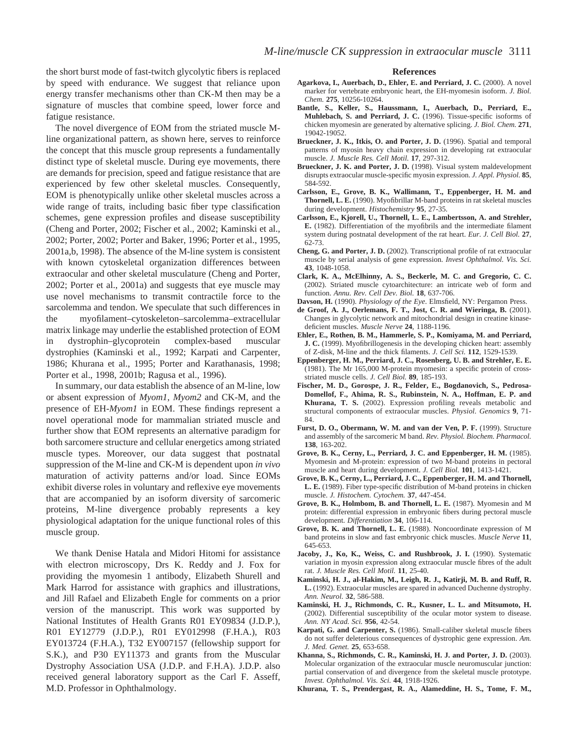the short burst mode of fast-twitch glycolytic fibers is replaced by speed with endurance. We suggest that reliance upon energy transfer mechanisms other than CK-M then may be a signature of muscles that combine speed, lower force and fatigue resistance.

The novel divergence of EOM from the striated muscle M-line organizational pattern, as shown here, serves to reinforce the concept that this muscle group represents a fundamentally distinct type of skeletal muscle. During eye movements, there are demands for precision, speed and fatigue resistance that are experienced by few other skeletal muscles. Consequently, EOM is phenotypically unlike other skeletal muscles across a wide range of traits, including basic fiber type classification schemes, gene expression profiles and disease susceptibility (Cheng and Porter, 2002; Fischer et al., 2002; Kaminski et al., 2002; Porter, 2002; Porter and Baker, 1996; Porter et al., 1995, 2001a,b, 1998). The absence of the M-line system is consistent with known cytoskeletal organization differences between extraocular and other skeletal musculature (Cheng and Porter, 2002; Porter et al., 2001a) and suggests that eye muscle may use novel mechanisms to transmit contractile force to the sarcolemma and tendon. We speculate that such differences in the myofilament–cytoskeleton–sarcolemma–extracellular matrix linkage may underlie the established protection of EOM in dystrophin–glycoprotein complex-based muscular dystrophies (Kaminski et al., 1992; Karpati and Carpenter, 1986; Khurana et al., 1995; Porter and Karathanasis, 1998; Porter et al., 1998, 2001b; Ragusa et al., 1996).

In summary, our data establish the absence of an M-line, low or absent expression of *Myom1*, *Myom2* and CK-M, and the presence of EH-*Myom1* in EOM. These findings represent a novel operational mode for mammalian striated muscle and further show that EOM represents an alternative paradigm for both sarcomere structure and cellular energetics among striated muscle types. Moreover, our data suggest that postnatal suppression of the M-line and CK-M is dependent upon *in vivo* maturation of activity patterns and/or load. Since EOMs exhibit diverse roles in voluntary and reflexive eye movements that are accompanied by an isoform diversity of sarcomeric proteins, M-line divergence probably represents a key physiological adaptation for the unique functional roles of this muscle group.

We thank Denise Hatala and Midori Hitomi for assistance with electron microscopy, Drs K. Reddy and J. Fox for providing the myomesin 1 antibody, Elizabeth Shurell and Mark Harrod for assistance with graphics and illustrations, and Jill Rafael and Elizabeth Engle for comments on a prior version of the manuscript. This work was supported by National Institutes of Health Grants R01 EY09834 (J.D.P.), R01 EY12779 (J.D.P.), R01 EY012998 (F.H.A.), R03 EY013724 (F.H.A.), T32 EY007157 (fellowship support for S.K.), and P30 EY11373 and grants from the Muscular Dystrophy Association USA (J.D.P. and F.H.A). J.D.P. also received general laboratory support as the Carl F. Asseff, M.D. Professor in Ophthalmology.

## References

**Agarkova, I., Auerbach, D., Ehler, E. and Perriard, J. C.** (2000). A novel marker for vertebrate embryonic heart, the EH-myomesin isoform. *J. Biol. Chem.* **275**, 10256-10264.

**Bantle, S., Keller, S., Haussmann, I., Auerbach, D., Perriard, E., Muhlebach, S. and Perriard, J. C.** (1996). Tissue-specific isoforms of chicken myomesin are generated by alternative splicing. *J. Biol. Chem.* **271**, 19042-19052.

**Brueckner, J. K., Itkis, O. and Porter, J. D.** (1996). Spatial and temporal patterns of myosin heavy chain expression in developing rat extraocular muscle. *J. Muscle Res. Cell Motil.* **17**, 297-312.

**Brueckner, J. K. and Porter, J. D.** (1998). Visual system maldevelopment disrupts extraocular muscle-specific myosin expression. *J. Appl. Physiol.* **85**, 584-592.

**Carlsson, E., Grove, B. K., Wallimann, T., Eppenberger, H. M. and Thornell, L. E.** (1990). Myofibrillar M-band proteins in rat skeletal muscles during development. *Histochemistry* **95**, 27-35.

**Carlsson, E., Kjorell, U., Thornell, L. E., Lambertsson, A. and Strehler, E.** (1982). Differentiation of the myofibrils and the intermediate filament system during postnatal development of the rat heart. *Eur. J. Cell Biol.* **27**, 62-73.

**Cheng, G. and Porter, J. D.** (2002). Transcriptional profile of rat extraocular muscle by serial analysis of gene expression. *Invest Ophthalmol. Vis. Sci.* **43**, 1048-1058.

**Clark, K. A., McElhinny, A. S., Beckerle, M. C. and Gregorio, C. C.** (2002). Striated muscle cytoarchitecture: an intricate web of form and function. *Annu. Rev. Cell Dev. Biol.* **18**, 637-706.

**Davson, H.** (1990). *Physiology of the Eye*. Elmsfield, NY: Pergamon Press.

**de Groof, A. J., Oerlemans, F. T., Jost, C. R. and Wieringa, B.** (2001). Changes in glycolytic network and mitochondrial design in creatine kinase-deficient muscles. *Muscle Nerve* **24**, 1188-1196.

**Ehler, E., Rothen, B. M., Hammerle, S. P., Komiyama, M. and Perriard, J. C.** (1999). Myofibrillogenesis in the developing chicken heart: assembly of Z-disk, M-line and the thick filaments. *J. Cell Sci.* **112**, 1529-1539.

**Eppenberger, H. M., Perriard, J. C., Rosenberg, U. B. and Strehler, E. E.** (1981). The Mr 165,000 M-protein myomesin: a specific protein of cross-striated muscle cells. *J. Cell Biol.* **89**, 185-193.

**Fischer, M. D., Gorospe, J. R., Felder, E., Bogdanovich, S., Pedrosa-Domellof, F., Ahima, R. S., Rubinstein, N. A., Hoffman, E. P. and Khurana, T. S.** (2002). Expression profiling reveals metabolic and structural components of extraocular muscles. *Physiol. Genomics* **9**, 71-84.

**Furst, D. O., Obermann, W. M. and van der Ven, P. F.** (1999). Structure and assembly of the sarcomeric M band. *Rev. Physiol. Biochem. Pharmacol.* **138**, 163-202.

**Grove, B. K., Cerny, L., Perriard, J. C. and Eppenberger, H. M.** (1985). Myomesin and M-protein: expression of two M-band proteins in pectoral muscle and heart during development. *J. Cell Biol.* **101**, 1413-1421.

**Grove, B. K., Cerny, L., Perriard, J. C., Eppenberger, H. M. and Thornell, L. E.** (1989). Fiber type-specific distribution of M-band proteins in chicken muscle. *J. Histochem. Cytochem.* **37**, 447-454.

**Grove, B. K., Holmbom, B. and Thornell, L. E.** (1987). Myomesin and M protein: differential expression in embryonic fibers during pectoral muscle development. *Differentiation* **34**, 106-114.

**Grove, B. K. and Thornell, L. E.** (1988). Noncoordinate expression of M band proteins in slow and fast embryonic chick muscles. *Muscle Nerve* **11**, 645-653.

**Jacoby, J., Ko, K., Weiss, C. and Rushbrook, J. I.** (1990). Systematic variation in myosin expression along extraocular muscle fibres of the adult rat. *J. Muscle Res. Cell Motil.* **11**, 25-40.

**Kaminski, H. J., al-Hakim, M., Leigh, R. J., Katirji, M. B. and Ruff, R. L.** (1992). Extraocular muscles are spared in advanced Duchenne dystrophy. *Ann. Neurol.* **32**, 586-588.

**Kaminski, H. J., Richmonds, C. R., Kusner, L. L. and Mitsumoto, H.** (2002). Differential susceptibility of the ocular motor system to disease. *Ann. NY Acad. Sci.* **956**, 42-54.

**Karpati, G. and Carpenter, S.** (1986). Small-caliber skeletal muscle fibers do not suffer deleterious consequences of dystrophic gene expression. *Am. J. Med. Genet.* **25**, 653-658.

**Khanna, S., Richmonds, C. R., Kaminski, H. J. and Porter, J. D.** (2003). Molecular organization of the extraocular muscle neuromuscular junction: partial conservation of and divergence from the skeletal muscle prototype. *Invest. Ophthalmol. Vis. Sci.* **44**, 1918-1926.

**Khurana, T. S., Prendergast, R. A., Alameddine, H. S., Tome, F. M.,**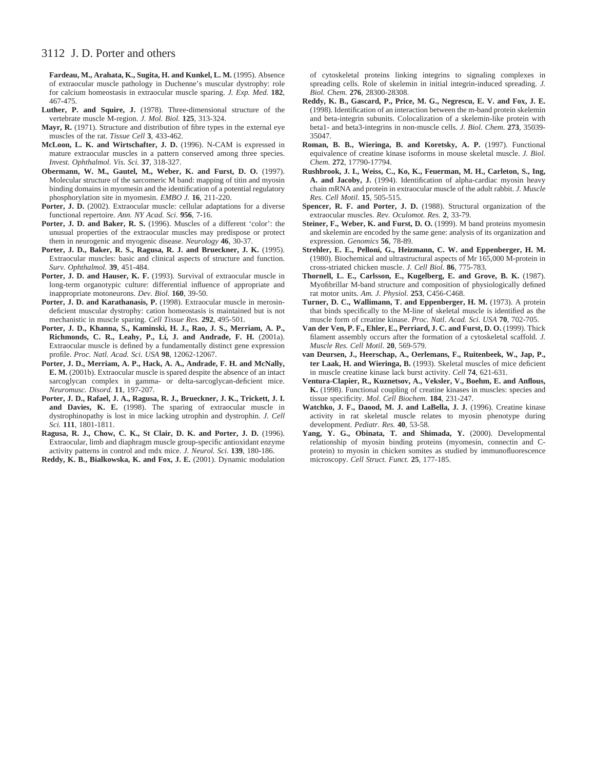**Fardeau, M., Arahata, K., Sugita, H. and Kunkel, L. M.** (1995). Absence of extraocular muscle pathology in Duchenne's muscular dystrophy: role for calcium homeostasis in extraocular muscle sparing. *J. Exp. Med.* **182**, 467-475.

**Luther, P. and Squire, J.** (1978). Three-dimensional structure of the vertebrate muscle M-region. *J. Mol. Biol.* **125**, 313-324.

**Mayr, R.** (1971). Structure and distribution of fibre types in the external eye muscles of the rat. *Tissue Cell* **3**, 433-462.

**McLoon, L. K. and Wirtschafter, J. D.** (1996). N-CAM is expressed in mature extraocular muscles in a pattern conserved among three species. *Invest. Ophthalmol. Vis. Sci.* **37**, 318-327.

**Obermann, W. M., Gautel, M., Weber, K. and Furst, D. O.** (1997). Molecular structure of the sarcomeric M band: mapping of titin and myosin binding domains in myomesin and the identification of a potential regulatory phosphorylation site in myomesin. *EMBO J.* **16**, 211-220.

**Porter, J. D.** (2002). Extraocular muscle: cellular adaptations for a diverse functional repertoire. *Ann. NY Acad. Sci.* **956**, 7-16.

**Porter, J. D. and Baker, R. S.** (1996). Muscles of a different 'color': the unusual properties of the extraocular muscles may predispose or protect them in neurogenic and myogenic disease. *Neurology* **46**, 30-37.

**Porter, J. D., Baker, R. S., Ragusa, R. J. and Brueckner, J. K.** (1995). Extraocular muscles: basic and clinical aspects of structure and function. *Surv. Ophthalmol.* **39**, 451-484.

**Porter, J. D. and Hauser, K. F.** (1993). Survival of extraocular muscle in long-term organotypic culture: differential influence of appropriate and inappropriate motoneurons. *Dev. Biol.* **160**, 39-50.

**Porter, J. D. and Karathanasis, P.** (1998). Extraocular muscle in merosin-deficient muscular dystrophy: cation homeostasis is maintained but is not mechanistic in muscle sparing. *Cell Tissue Res.* **292**, 495-501.

**Porter, J. D., Khanna, S., Kaminski, H. J., Rao, J. S., Merriam, A. P., Richmonds, C. R., Leahy, P., Li, J. and Andrade, F. H.** (2001a). Extraocular muscle is defined by a fundamentally distinct gene expression profile. *Proc. Natl. Acad. Sci. USA* **98**, 12062-12067.

**Porter, J. D., Merriam, A. P., Hack, A. A., Andrade, F. H. and McNally, E. M.** (2001b). Extraocular muscle is spared despite the absence of an intact sarcoglycan complex in gamma- or delta-sarcoglycan-deficient mice. *Neuromusc. Disord.* **11**, 197-207.

**Porter, J. D., Rafael, J. A., Ragusa, R. J., Brueckner, J. K., Trickett, J. I. and Davies, K. E.** (1998). The sparing of extraocular muscle in dystrophinopathy is lost in mice lacking utrophin and dystrophin. *J. Cell Sci.* **111**, 1801-1811.

**Ragusa, R. J., Chow, C. K., St Clair, D. K. and Porter, J. D.** (1996). Extraocular, limb and diaphragm muscle group-specific antioxidant enzyme activity patterns in control and mdx mice. *J. Neurol. Sci.* **139**, 180-186.

**Reddy, K. B., Bialkowska, K. and Fox, J. E.** (2001). Dynamic modulation of cytoskeletal proteins linking integrins to signaling complexes in spreading cells. Role of skelemin in initial integrin-induced spreading. *J. Biol. Chem.* **276**, 28300-28308.

**Reddy, K. B., Gascard, P., Price, M. G., Negrescu, E. V. and Fox, J. E.** (1998). Identification of an interaction between the m-band protein skelemin and beta-integrin subunits. Colocalization of a skelemin-like protein with beta1- and beta3-integrins in non-muscle cells. *J. Biol. Chem.* **273**, 35039-35047.

**Roman, B. B., Wieringa, B. and Koretsky, A. P.** (1997). Functional equivalence of creatine kinase isoforms in mouse skeletal muscle. *J. Biol. Chem.* **272**, 17790-17794.

**Rushbrook, J. I., Weiss, C., Ko, K., Feuerman, M. H., Carleton, S., Ing, A. and Jacoby, J.** (1994). Identification of alpha-cardiac myosin heavy chain mRNA and protein in extraocular muscle of the adult rabbit. *J. Muscle Res. Cell Motil.* **15**, 505-515.

**Spencer, R. F. and Porter, J. D.** (1988). Structural organization of the extraocular muscles. *Rev. Oculomot. Res.* **2**, 33-79.

**Steiner, F., Weber, K. and Furst, D. O.** (1999). M band proteins myomesin and skelemin are encoded by the same gene: analysis of its organization and expression. *Genomics* **56**, 78-89.

**Strehler, E. E., Pelloni, G., Heizmann, C. W. and Eppenberger, H. M.** (1980). Biochemical and ultrastructural aspects of Mr 165,000 M-protein in cross-striated chicken muscle. *J. Cell Biol.* **86**, 775-783.

**Thornell, L. E., Carlsson, E., Kugelberg, E. and Grove, B. K.** (1987). Myofibrillar M-band structure and composition of physiologically defined rat motor units. *Am. J. Physiol.* **253**, C456-C468.

**Turner, D. C., Wallimann, T. and Eppenberger, H. M.** (1973). A protein that binds specifically to the M-line of skeletal muscle is identified as the muscle form of creatine kinase. *Proc. Natl. Acad. Sci. USA* **70**, 702-705.

**Van der Ven, P. F., Ehler, E., Perriard, J. C. and Furst, D. O.** (1999). Thick filament assembly occurs after the formation of a cytoskeletal scaffold. *J. Muscle Res. Cell Motil.* **20**, 569-579.

**van Deursen, J., Heerschap, A., Oerlemans, F., Ruitenbeek, W., Jap, P., ter Laak, H. and Wieringa, B.** (1993). Skeletal muscles of mice deficient in muscle creatine kinase lack burst activity. *Cell* **74**, 621-631.

**Ventura-Clapier, R., Kuznetsov, A., Veksler, V., Boehm, E. and Anflous, K.** (1998). Functional coupling of creatine kinases in muscles: species and tissue specificity. *Mol. Cell Biochem.* **184**, 231-247.

**Watchko, J. F., Daood, M. J. and LaBella, J. J.** (1996). Creatine kinase activity in rat skeletal muscle relates to myosin phenotype during development. *Pediatr. Res.* **40**, 53-58.

**Yang, Y. G., Obinata, T. and Shimada, Y.** (2000). Developmental relationship of myosin binding proteins (myomesin, connectin and C-protein) to myosin in chicken somites as studied by immunofluorescence microscopy. *Cell Struct. Funct.* **25**, 177-185.